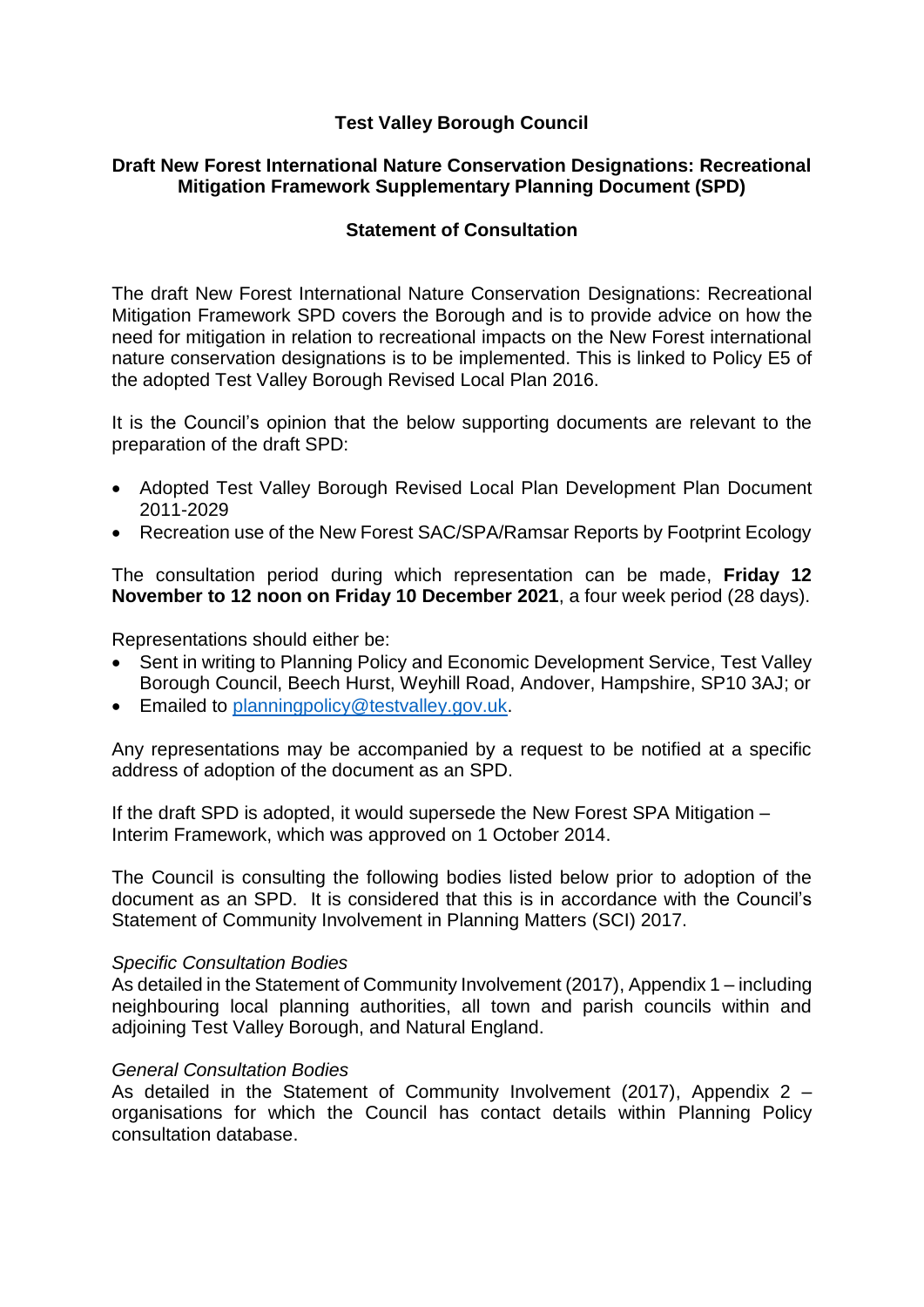# Test Valley Borough Council

## Draft New Forest International Nature Conservation Designations: Recreational Mitigation Framework Supplementary Planning Document (SPD)

## Statement of Consultation

The draft New Forest International Nature Conservation Designations: Recreational Mitigation Framework SPD covers the Borough and is to provide advice on how the need for mitigation in relation to recreational impacts on the New Forest international nature conservation designations is to be implemented. This is linked to Policy E5 of the adopted Test Valley Borough Revised Local Plan 2016.

It is the Council's opinion that the below supporting documents are relevant to the preparation of the draft SPD:

- Adopted Test Valley Borough Revised Local Plan Development Plan Document 2011-2029
- Recreation use of the New Forest SAC/SPA/Ramsar Reports by Footprint Ecology

The consultation period during which representation can be made, **Friday 12 November to 12 noon on Friday 10 December 2021**, a four week period (28 days).

Representations should either be:

- Sent in writing to Planning Policy and Economic Development Service, Test Valley Borough Council, Beech Hurst, Weyhill Road, Andover, Hampshire, SP10 3AJ; or
- Emailed to planningpolicy@testvalley.gov.uk.

Any representations may be accompanied by a request to be notified at a specific address of adoption of the document as an SPD.

If the draft SPD is adopted, it would supersede the New Forest SPA Mitigation – Interim Framework, which was approved on 1 October 2014.

The Council is consulting the following bodies listed below prior to adoption of the document as an SPD. It is considered that this is in accordance with the Council's Statement of Community Involvement in Planning Matters (SCI) 2017.

*Specific Consultation Bodies*

As detailed in the Statement of Community Involvement (2017), Appendix 1 – including neighbouring local planning authorities, all town and parish councils within and adjoining Test Valley Borough, and Natural England.

*General Consultation Bodies*

As detailed in the Statement of Community Involvement (2017), Appendix 2 – organisations for which the Council has contact details within Planning Policy consultation database.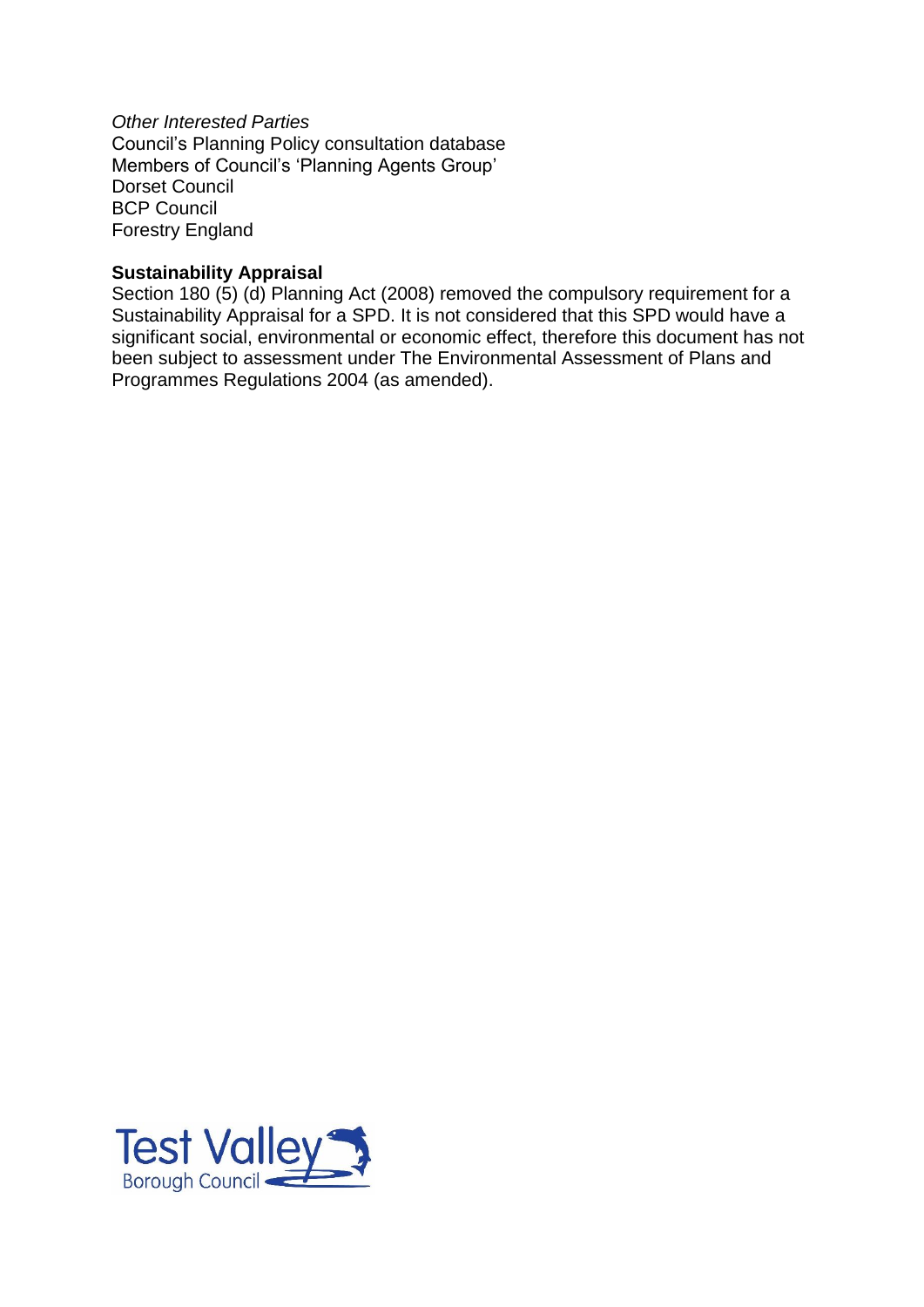*Other Interested Parties*
Council's Planning Policy consultation database
Members of Council's 'Planning Agents Group'
Dorset Council
BCP Council
Forestry England

**Sustainability Appraisal**
Section 180 (5) (d) Planning Act (2008) removed the compulsory requirement for a Sustainability Appraisal for a SPD. It is not considered that this SPD would have a significant social, environmental or economic effect, therefore this document has not been subject to assessment under The Environmental Assessment of Plans and Programmes Regulations 2004 (as amended).

Test Valley Borough Council